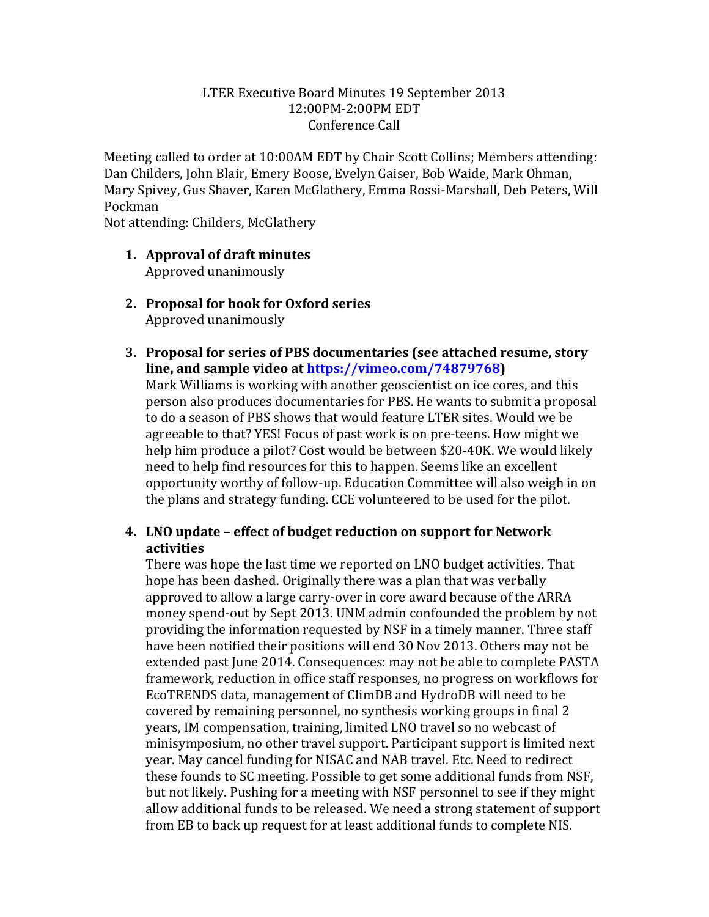LTER Executive Board Minutes 19 September 2013
12:00PM-2:00PM EDT
Conference Call

Meeting called to order at 10:00AM EDT by Chair Scott Collins; Members attending: Dan Childers, John Blair, Emery Boose, Evelyn Gaiser, Bob Waide, Mark Ohman, Mary Spivey, Gus Shaver, Karen McGlathery, Emma Rossi-Marshall, Deb Peters, Will Pockman
Not attending: Childers, McGlathery

1. **Approval of draft minutes**
   Approved unanimously

2. **Proposal for book for Oxford series**
   Approved unanimously

3. **Proposal for series of PBS documentaries (see attached resume, story line, and sample video at [https://vimeo.com/74879768](https://vimeo.com/74879768))**
   Mark Williams is working with another geoscientist on ice cores, and this person also produces documentaries for PBS. He wants to submit a proposal to do a season of PBS shows that would feature LTER sites. Would we be agreeable to that? YES! Focus of past work is on pre-teens. How might we help him produce a pilot? Cost would be between $20-40K. We would likely need to help find resources for this to happen. Seems like an excellent opportunity worthy of follow-up. Education Committee will also weigh in on the plans and strategy funding. CCE volunteered to be used for the pilot.

4. **LNO update – effect of budget reduction on support for Network activities**
   There was hope the last time we reported on LNO budget activities. That hope has been dashed. Originally there was a plan that was verbally approved to allow a large carry-over in core award because of the ARRA money spend-out by Sept 2013. UNM admin confounded the problem by not providing the information requested by NSF in a timely manner. Three staff have been notified their positions will end 30 Nov 2013. Others may not be extended past June 2014. Consequences: may not be able to complete PASTA framework, reduction in office staff responses, no progress on workflows for EcoTRENDS data, management of ClimDB and HydroDB will need to be covered by remaining personnel, no synthesis working groups in final 2 years, IM compensation, training, limited LNO travel so no webcast of minisymposium, no other travel support. Participant support is limited next year. May cancel funding for NISAC and NAB travel. Etc. Need to redirect these founds to SC meeting. Possible to get some additional funds from NSF, but not likely. Pushing for a meeting with NSF personnel to see if they might allow additional funds to be released. We need a strong statement of support from EB to back up request for at least additional funds to complete NIS.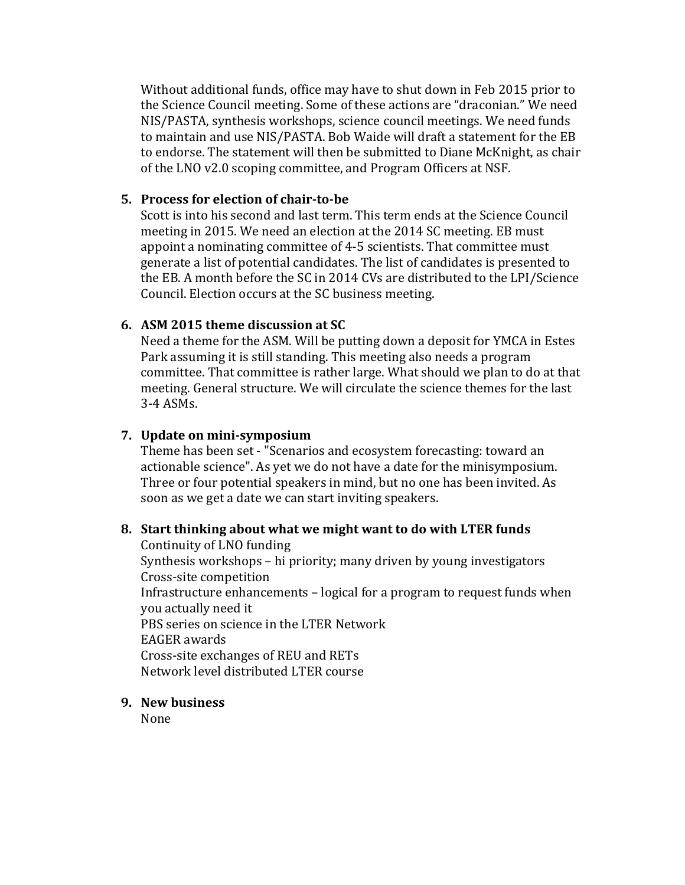Without additional funds, office may have to shut down in Feb 2015 prior to the Science Council meeting. Some of these actions are "draconian." We need NIS/PASTA, synthesis workshops, science council meetings. We need funds to maintain and use NIS/PASTA. Bob Waide will draft a statement for the EB to endorse. The statement will then be submitted to Diane McKnight, as chair of the LNO v2.0 scoping committee, and Program Officers at NSF.

5. **Process for election of chair-to-be**
   Scott is into his second and last term. This term ends at the Science Council meeting in 2015. We need an election at the 2014 SC meeting. EB must appoint a nominating committee of 4-5 scientists. That committee must generate a list of potential candidates. The list of candidates is presented to the EB. A month before the SC in 2014 CVs are distributed to the LPI/Science Council. Election occurs at the SC business meeting.

6. **ASM 2015 theme discussion at SC**
   Need a theme for the ASM. Will be putting down a deposit for YMCA in Estes Park assuming it is still standing. This meeting also needs a program committee. That committee is rather large. What should we plan to do at that meeting. General structure. We will circulate the science themes for the last 3-4 ASMs.

7. **Update on mini-symposium**
   Theme has been set - "Scenarios and ecosystem forecasting: toward an actionable science". As yet we do not have a date for the minisymposium. Three or four potential speakers in mind, but no one has been invited. As soon as we get a date we can start inviting speakers.

8. **Start thinking about what we might want to do with LTER funds**
   Continuity of LNO funding
   Synthesis workshops – hi priority; many driven by young investigators
   Cross-site competition
   Infrastructure enhancements – logical for a program to request funds when you actually need it
   PBS series on science in the LTER Network
   EAGER awards
   Cross-site exchanges of REU and RETs
   Network level distributed LTER course

9. **New business**
   None